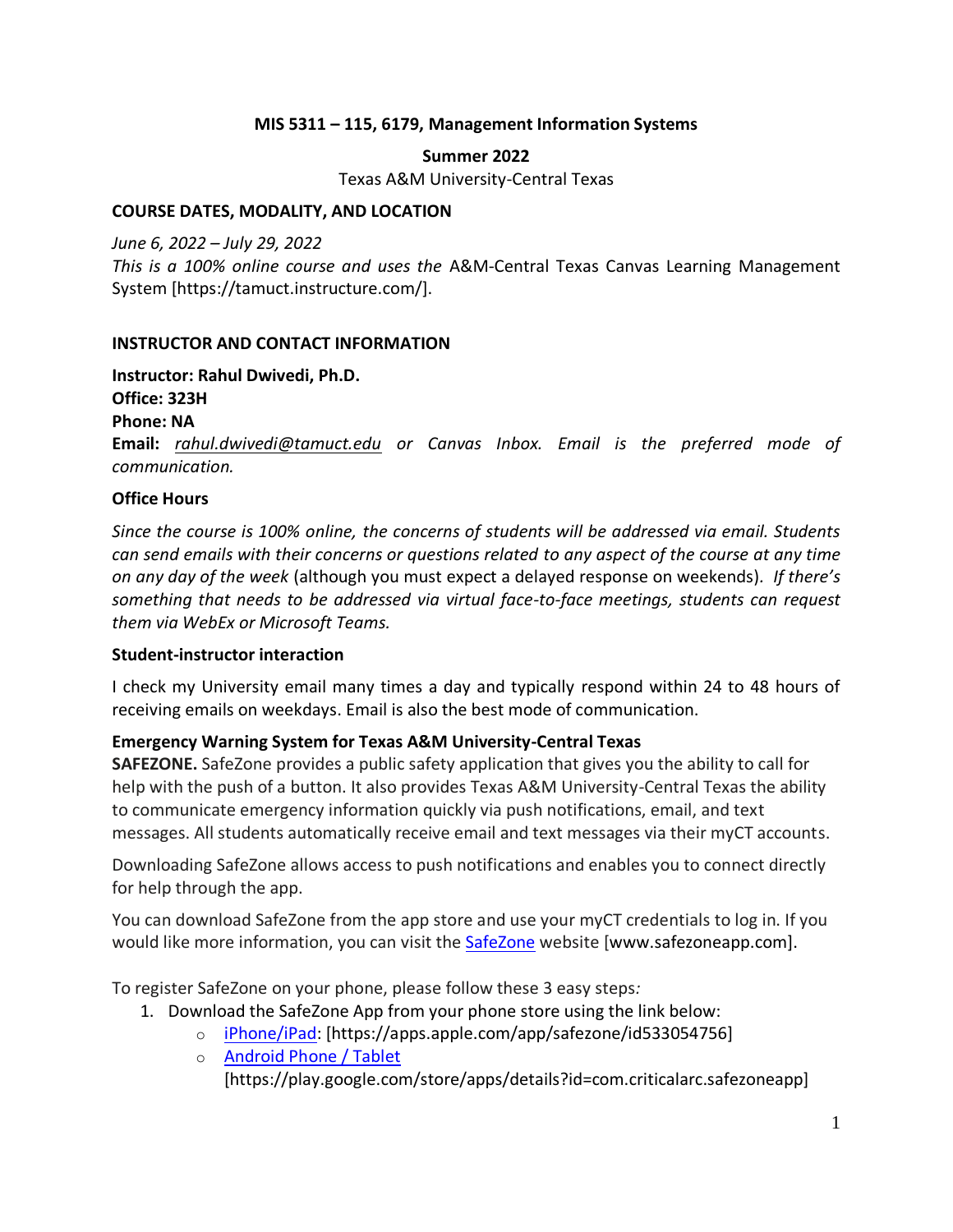**MIS 5311 – 115, 6179, Management Information Systems**

**Summer 2022**

Texas A&M University-Central Texas

## COURSE DATES, MODALITY, AND LOCATION

*June 6, 2022 – July 29, 2022*

*This is a 100% online course and uses the* A&M-Central Texas Canvas Learning Management System [https://tamuct.instructure.com/].

## INSTRUCTOR AND CONTACT INFORMATION

**Instructor: Rahul Dwivedi, Ph.D.**
**Office: 323H**
**Phone: NA**
**Email:** *rahul.dwivedi@tamuct.edu or Canvas Inbox. Email is the preferred mode of communication.*

### Office Hours

*Since the course is 100% online, the concerns of students will be addressed via email. Students can send emails with their concerns or questions related to any aspect of the course at any time on any day of the week* (although you must expect a delayed response on weekends). *If there's something that needs to be addressed via virtual face-to-face meetings, students can request them via WebEx or Microsoft Teams.*

### Student-instructor interaction

I check my University email many times a day and typically respond within 24 to 48 hours of receiving emails on weekdays. Email is also the best mode of communication.

### Emergency Warning System for Texas A&M University-Central Texas

**SAFEZONE.** SafeZone provides a public safety application that gives you the ability to call for help with the push of a button. It also provides Texas A&M University-Central Texas the ability to communicate emergency information quickly via push notifications, email, and text messages. All students automatically receive email and text messages via their myCT accounts.

Downloading SafeZone allows access to push notifications and enables you to connect directly for help through the app.

You can download SafeZone from the app store and use your myCT credentials to log in. If you would like more information, you can visit the SafeZone website [www.safezoneapp.com].

To register SafeZone on your phone, please follow these 3 easy steps*:*

1. Download the SafeZone App from your phone store using the link below:
   - iPhone/iPad: [https://apps.apple.com/app/safezone/id533054756]
   - Android Phone / Tablet [https://play.google.com/store/apps/details?id=com.criticalarc.safezoneapp]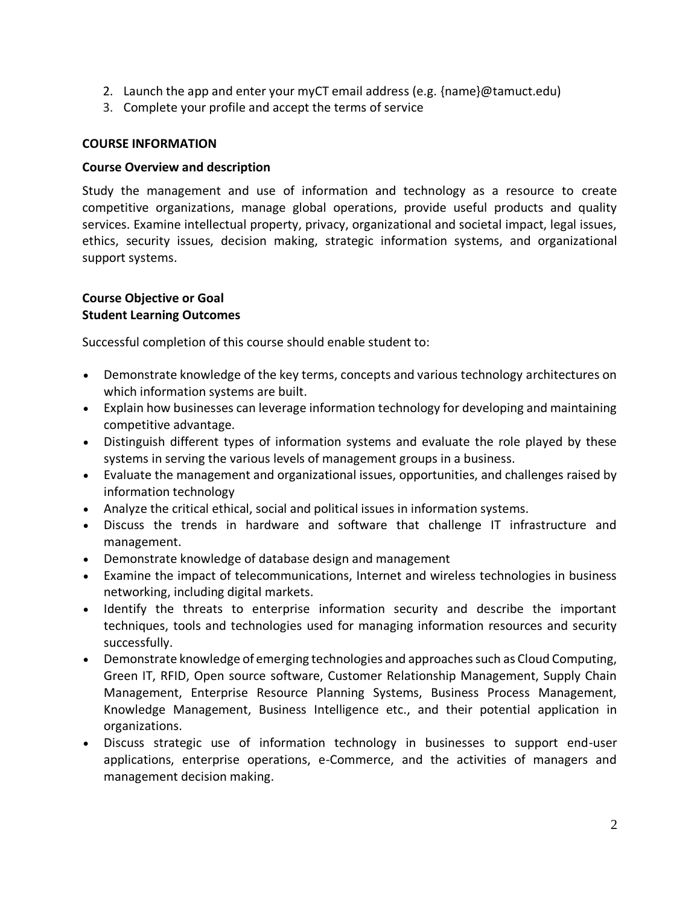2. Launch the app and enter your myCT email address (e.g. {name}@tamuct.edu)
3. Complete your profile and accept the terms of service

## COURSE INFORMATION

### Course Overview and description

Study the management and use of information and technology as a resource to create competitive organizations, manage global operations, provide useful products and quality services. Examine intellectual property, privacy, organizational and societal impact, legal issues, ethics, security issues, decision making, strategic information systems, and organizational support systems.

### Course Objective or Goal
### Student Learning Outcomes

Successful completion of this course should enable student to:

- Demonstrate knowledge of the key terms, concepts and various technology architectures on which information systems are built.
- Explain how businesses can leverage information technology for developing and maintaining competitive advantage.
- Distinguish different types of information systems and evaluate the role played by these systems in serving the various levels of management groups in a business.
- Evaluate the management and organizational issues, opportunities, and challenges raised by information technology
- Analyze the critical ethical, social and political issues in information systems.
- Discuss the trends in hardware and software that challenge IT infrastructure and management.
- Demonstrate knowledge of database design and management
- Examine the impact of telecommunications, Internet and wireless technologies in business networking, including digital markets.
- Identify the threats to enterprise information security and describe the important techniques, tools and technologies used for managing information resources and security successfully.
- Demonstrate knowledge of emerging technologies and approaches such as Cloud Computing, Green IT, RFID, Open source software, Customer Relationship Management, Supply Chain Management, Enterprise Resource Planning Systems, Business Process Management, Knowledge Management, Business Intelligence etc., and their potential application in organizations.
- Discuss strategic use of information technology in businesses to support end-user applications, enterprise operations, e-Commerce, and the activities of managers and management decision making.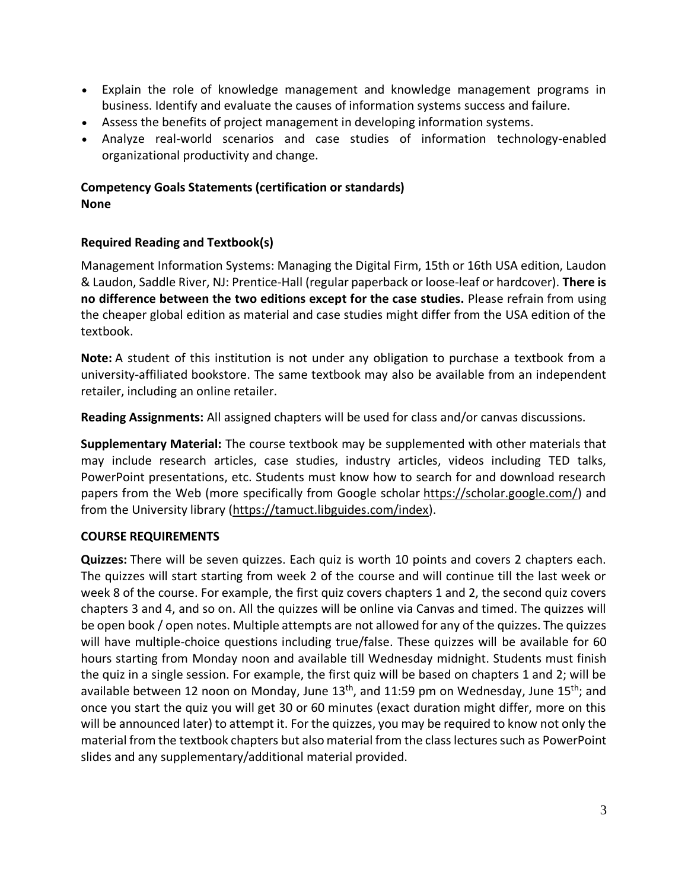- Explain the role of knowledge management and knowledge management programs in business. Identify and evaluate the causes of information systems success and failure.
- Assess the benefits of project management in developing information systems.
- Analyze real-world scenarios and case studies of information technology-enabled organizational productivity and change.

**Competency Goals Statements (certification or standards)**
**None**

**Required Reading and Textbook(s)**

Management Information Systems: Managing the Digital Firm, 15th or 16th USA edition, Laudon & Laudon, Saddle River, NJ: Prentice-Hall (regular paperback or loose-leaf or hardcover). **There is no difference between the two editions except for the case studies.** Please refrain from using the cheaper global edition as material and case studies might differ from the USA edition of the textbook.

**Note:** A student of this institution is not under any obligation to purchase a textbook from a university-affiliated bookstore. The same textbook may also be available from an independent retailer, including an online retailer.

**Reading Assignments:** All assigned chapters will be used for class and/or canvas discussions.

**Supplementary Material:** The course textbook may be supplemented with other materials that may include research articles, case studies, industry articles, videos including TED talks, PowerPoint presentations, etc. Students must know how to search for and download research papers from the Web (more specifically from Google scholar https://scholar.google.com/) and from the University library (https://tamuct.libguides.com/index).

**COURSE REQUIREMENTS**

**Quizzes:** There will be seven quizzes. Each quiz is worth 10 points and covers 2 chapters each. The quizzes will start starting from week 2 of the course and will continue till the last week or week 8 of the course. For example, the first quiz covers chapters 1 and 2, the second quiz covers chapters 3 and 4, and so on. All the quizzes will be online via Canvas and timed. The quizzes will be open book / open notes. Multiple attempts are not allowed for any of the quizzes. The quizzes will have multiple-choice questions including true/false. These quizzes will be available for 60 hours starting from Monday noon and available till Wednesday midnight. Students must finish the quiz in a single session. For example, the first quiz will be based on chapters 1 and 2; will be available between 12 noon on Monday, June 13th, and 11:59 pm on Wednesday, June 15th; and once you start the quiz you will get 30 or 60 minutes (exact duration might differ, more on this will be announced later) to attempt it. For the quizzes, you may be required to know not only the material from the textbook chapters but also material from the class lectures such as PowerPoint slides and any supplementary/additional material provided.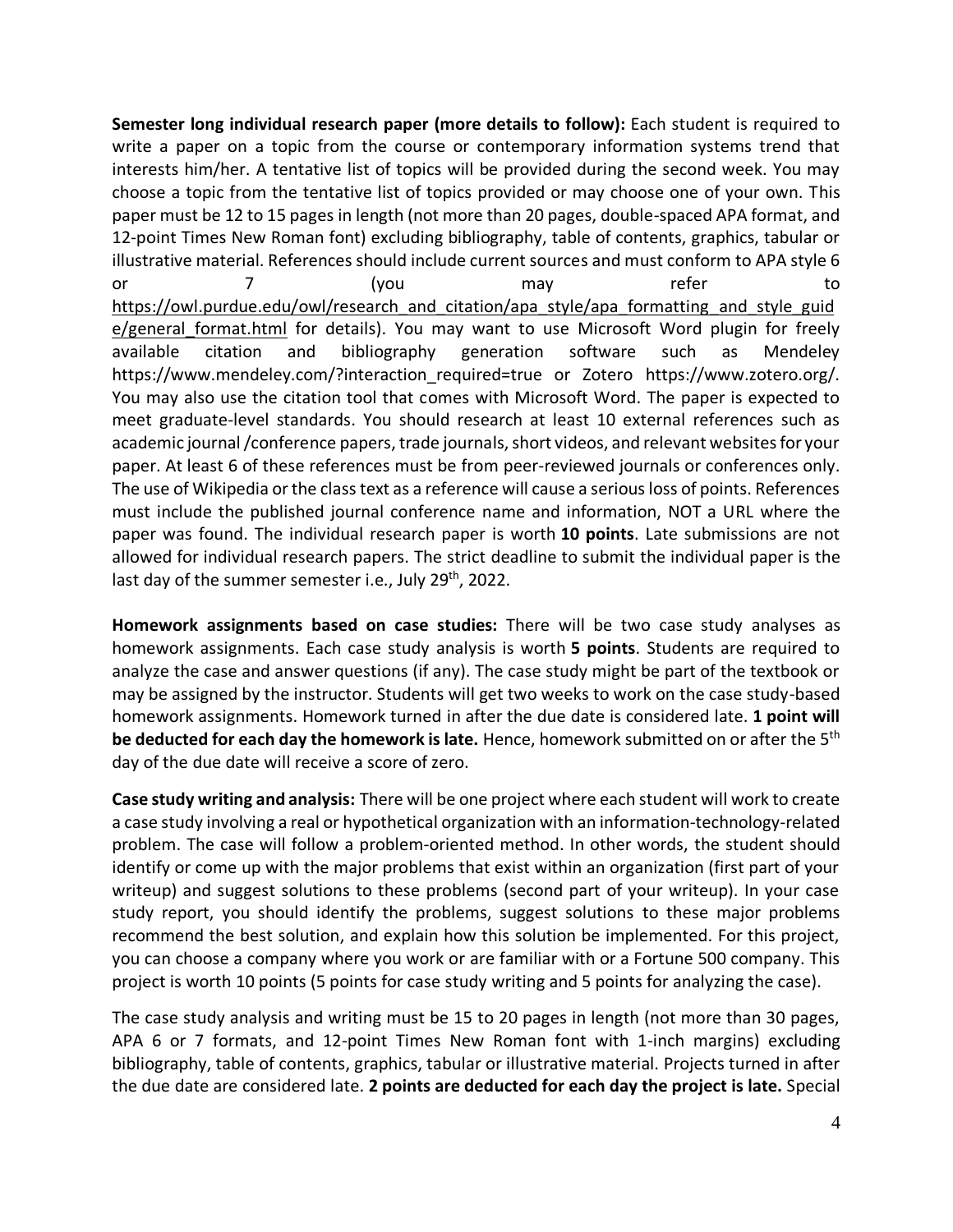**Semester long individual research paper (more details to follow):** Each student is required to write a paper on a topic from the course or contemporary information systems trend that interests him/her. A tentative list of topics will be provided during the second week. You may choose a topic from the tentative list of topics provided or may choose one of your own. This paper must be 12 to 15 pages in length (not more than 20 pages, double-spaced APA format, and 12-point Times New Roman font) excluding bibliography, table of contents, graphics, tabular or illustrative material. References should include current sources and must conform to APA style 6 or 7 (you may refer to https://owl.purdue.edu/owl/research_and_citation/apa_style/apa_formatting_and_style_guide/general_format.html for details). You may want to use Microsoft Word plugin for freely available citation and bibliography generation software such as Mendeley https://www.mendeley.com/?interaction_required=true or Zotero https://www.zotero.org/. You may also use the citation tool that comes with Microsoft Word. The paper is expected to meet graduate-level standards. You should research at least 10 external references such as academic journal /conference papers, trade journals, short videos, and relevant websites for your paper. At least 6 of these references must be from peer-reviewed journals or conferences only. The use of Wikipedia or the class text as a reference will cause a serious loss of points. References must include the published journal conference name and information, NOT a URL where the paper was found. The individual research paper is worth **10 points**. Late submissions are not allowed for individual research papers. The strict deadline to submit the individual paper is the last day of the summer semester i.e., July 29th, 2022.

**Homework assignments based on case studies:** There will be two case study analyses as homework assignments. Each case study analysis is worth **5 points**. Students are required to analyze the case and answer questions (if any). The case study might be part of the textbook or may be assigned by the instructor. Students will get two weeks to work on the case study-based homework assignments. Homework turned in after the due date is considered late. **1 point will be deducted for each day the homework is late.** Hence, homework submitted on or after the 5th day of the due date will receive a score of zero.

**Case study writing and analysis:** There will be one project where each student will work to create a case study involving a real or hypothetical organization with an information-technology-related problem. The case will follow a problem-oriented method. In other words, the student should identify or come up with the major problems that exist within an organization (first part of your writeup) and suggest solutions to these problems (second part of your writeup). In your case study report, you should identify the problems, suggest solutions to these major problems recommend the best solution, and explain how this solution be implemented. For this project, you can choose a company where you work or are familiar with or a Fortune 500 company. This project is worth 10 points (5 points for case study writing and 5 points for analyzing the case).

The case study analysis and writing must be 15 to 20 pages in length (not more than 30 pages, APA 6 or 7 formats, and 12-point Times New Roman font with 1-inch margins) excluding bibliography, table of contents, graphics, tabular or illustrative material. Projects turned in after the due date are considered late. **2 points are deducted for each day the project is late.** Special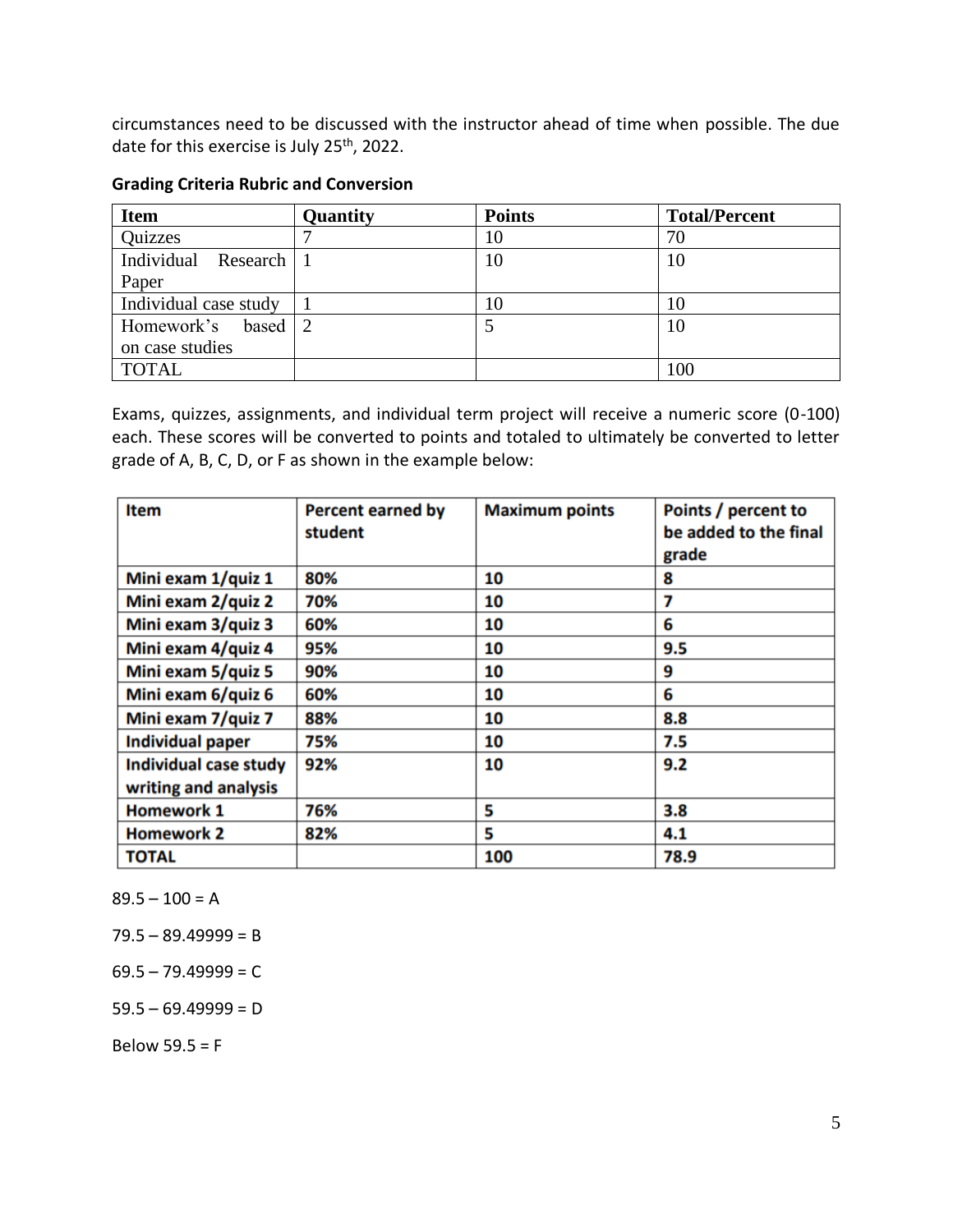circumstances need to be discussed with the instructor ahead of time when possible. The due date for this exercise is July 25th, 2022.

**Grading Criteria Rubric and Conversion**

| Item | Quantity | Points | Total/Percent |
|---|---|---|---|
| Quizzes | 7 | 10 | 70 |
| Individual Research Paper | 1 | 10 | 10 |
| Individual case study | 1 | 10 | 10 |
| Homework's based on case studies | 2 | 5 | 10 |
| TOTAL | | | 100 |

Exams, quizzes, assignments, and individual term project will receive a numeric score (0-100) each. These scores will be converted to points and totaled to ultimately be converted to letter grade of A, B, C, D, or F as shown in the example below:

| Item | Percent earned by student | Maximum points | Points / percent to be added to the final grade |
|---|---|---|---|
| Mini exam 1/quiz 1 | 80% | 10 | 8 |
| Mini exam 2/quiz 2 | 70% | 10 | 7 |
| Mini exam 3/quiz 3 | 60% | 10 | 6 |
| Mini exam 4/quiz 4 | 95% | 10 | 9.5 |
| Mini exam 5/quiz 5 | 90% | 10 | 9 |
| Mini exam 6/quiz 6 | 60% | 10 | 6 |
| Mini exam 7/quiz 7 | 88% | 10 | 8.8 |
| Individual paper | 75% | 10 | 7.5 |
| Individual case study writing and analysis | 92% | 10 | 9.2 |
| Homework 1 | 76% | 5 | 3.8 |
| Homework 2 | 82% | 5 | 4.1 |
| TOTAL | | 100 | 78.9 |

89.5 – 100 = A

79.5 – 89.49999 = B

69.5 – 79.49999 = C

59.5 – 69.49999 = D

Below 59.5 = F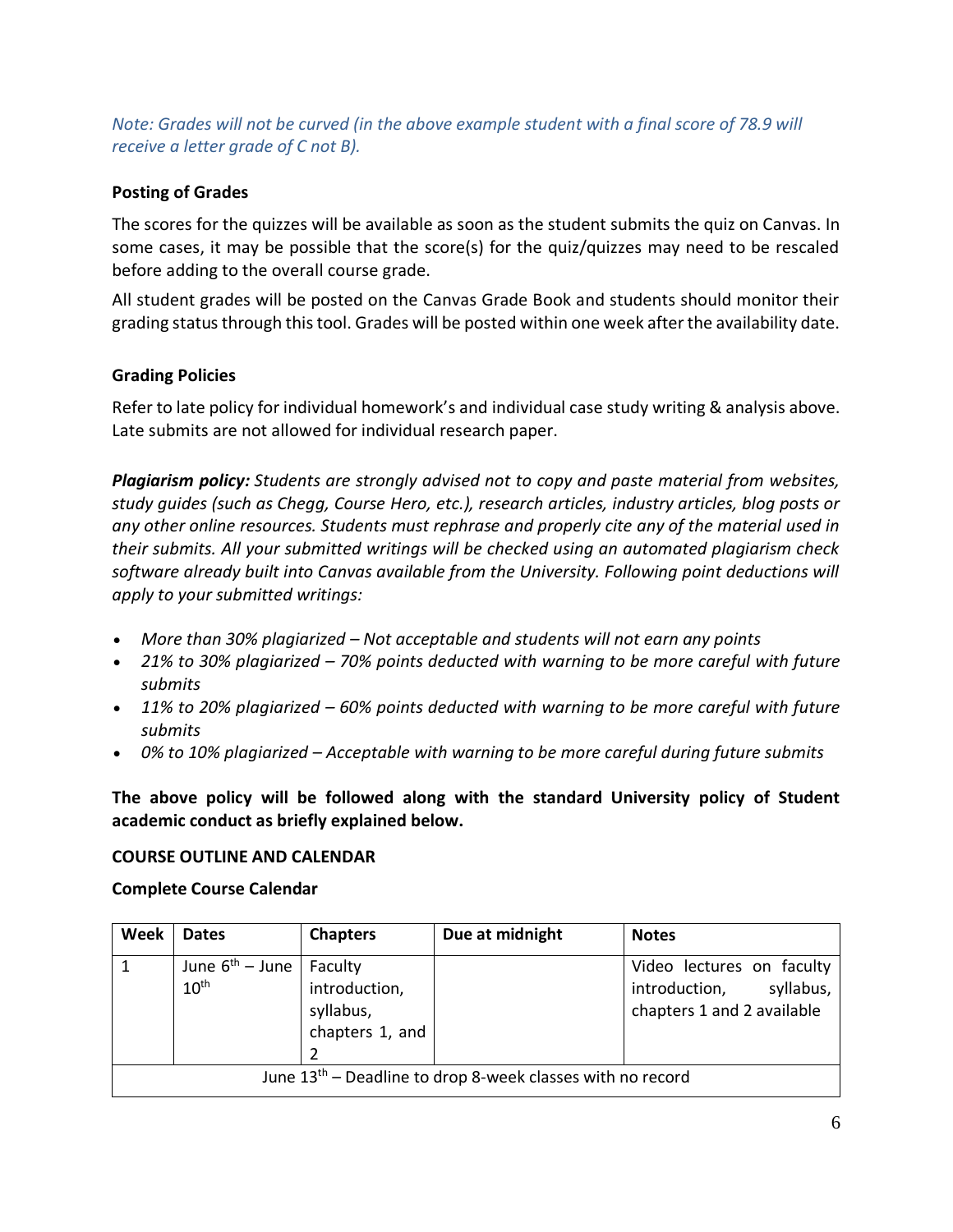*Note: Grades will not be curved (in the above example student with a final score of 78.9 will receive a letter grade of C not B).*

**Posting of Grades**

The scores for the quizzes will be available as soon as the student submits the quiz on Canvas. In some cases, it may be possible that the score(s) for the quiz/quizzes may need to be rescaled before adding to the overall course grade.

All student grades will be posted on the Canvas Grade Book and students should monitor their grading status through this tool. Grades will be posted within one week after the availability date.

**Grading Policies**

Refer to late policy for individual homework's and individual case study writing & analysis above. Late submits are not allowed for individual research paper.

***Plagiarism policy:*** *Students are strongly advised not to copy and paste material from websites, study guides (such as Chegg, Course Hero, etc.), research articles, industry articles, blog posts or any other online resources. Students must rephrase and properly cite any of the material used in their submits. All your submitted writings will be checked using an automated plagiarism check software already built into Canvas available from the University. Following point deductions will apply to your submitted writings:*

- *More than 30% plagiarized – Not acceptable and students will not earn any points*
- *21% to 30% plagiarized – 70% points deducted with warning to be more careful with future submits*
- *11% to 20% plagiarized – 60% points deducted with warning to be more careful with future submits*
- *0% to 10% plagiarized – Acceptable with warning to be more careful during future submits*

**The above policy will be followed along with the standard University policy of Student academic conduct as briefly explained below.**

**COURSE OUTLINE AND CALENDAR**

**Complete Course Calendar**

| Week | Dates | Chapters | Due at midnight | Notes |
|---|---|---|---|---|
| 1 | June 6th – June 10th | Faculty introduction, syllabus, chapters 1, and 2 | | Video lectures on faculty introduction, syllabus, chapters 1 and 2 available |
| June 13th – Deadline to drop 8-week classes with no record | | | | |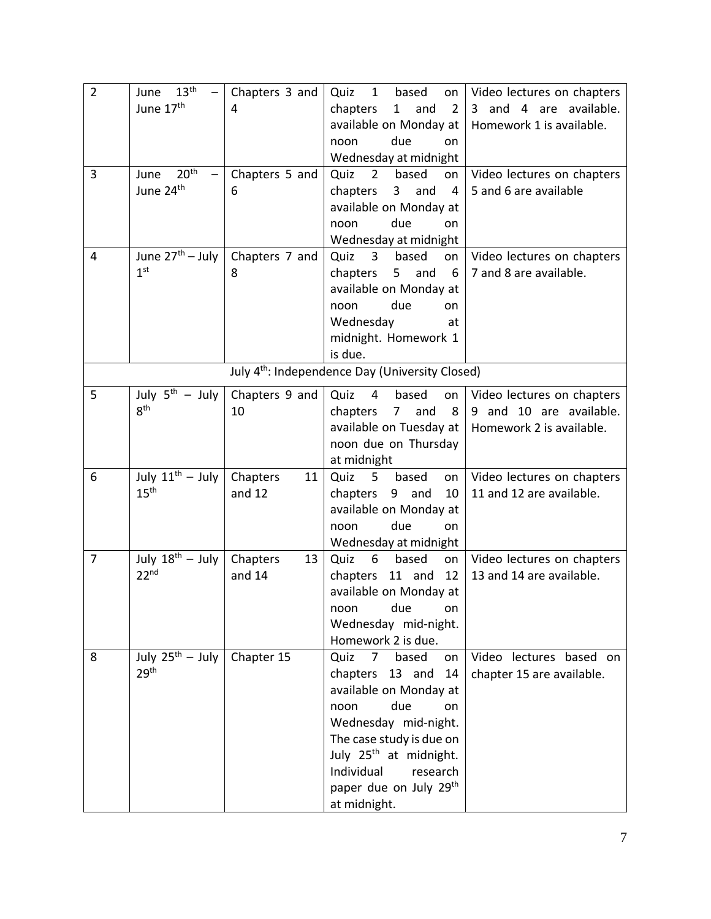| 2 | June 13th – June 17th | Chapters 3 and 4 | Quiz 1 based on chapters 1 and 2 available on Monday at noon due on Wednesday at midnight | Video lectures on chapters 3 and 4 are available. Homework 1 is available. |
|---|---|---|---|---|
| 3 | June 20th – June 24th | Chapters 5 and 6 | Quiz 2 based on chapters 3 and 4 available on Monday at noon due on Wednesday at midnight | Video lectures on chapters 5 and 6 are available |
| 4 | June 27th – July 1st | Chapters 7 and 8 | Quiz 3 based on chapters 5 and 6 available on Monday at noon due on Wednesday at midnight. Homework 1 is due. | Video lectures on chapters 7 and 8 are available. |
| | | July 4th: Independence Day (University Closed) | | |
| 5 | July 5th – July 8th | Chapters 9 and 10 | Quiz 4 based on chapters 7 and 8 available on Tuesday at noon due on Thursday at midnight | Video lectures on chapters 9 and 10 are available. Homework 2 is available. |
| 6 | July 11th – July 15th | Chapters 11 and 12 | Quiz 5 based on chapters 9 and 10 available on Monday at noon due on Wednesday at midnight | Video lectures on chapters 11 and 12 are available. |
| 7 | July 18th – July 22nd | Chapters 13 and 14 | Quiz 6 based on chapters 11 and 12 available on Monday at noon due on Wednesday mid-night. Homework 2 is due. | Video lectures on chapters 13 and 14 are available. |
| 8 | July 25th – July 29th | Chapter 15 | Quiz 7 based on chapters 13 and 14 available on Monday at noon due on Wednesday mid-night. The case study is due on July 25th at midnight. Individual research paper due on July 29th at midnight. | Video lectures based on chapter 15 are available. |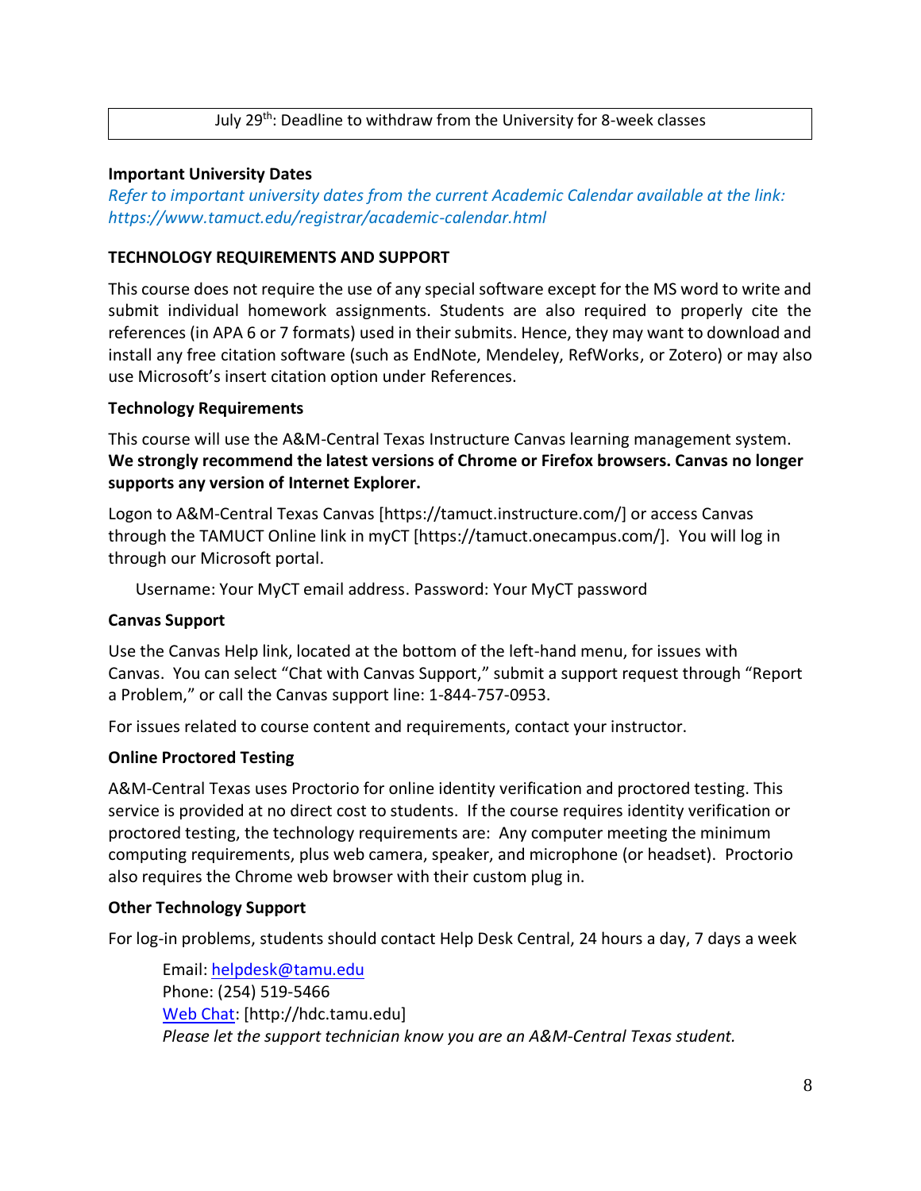| July 29th: Deadline to withdraw from the University for 8-week classes |
|---|

**Important University Dates**

*Refer to important university dates from the current Academic Calendar available at the link: https://www.tamuct.edu/registrar/academic-calendar.html*

## TECHNOLOGY REQUIREMENTS AND SUPPORT

This course does not require the use of any special software except for the MS word to write and submit individual homework assignments. Students are also required to properly cite the references (in APA 6 or 7 formats) used in their submits. Hence, they may want to download and install any free citation software (such as EndNote, Mendeley, RefWorks, or Zotero) or may also use Microsoft's insert citation option under References.

### Technology Requirements

This course will use the A&M-Central Texas Instructure Canvas learning management system. **We strongly recommend the latest versions of Chrome or Firefox browsers. Canvas no longer supports any version of Internet Explorer.**

Logon to A&M-Central Texas Canvas [https://tamuct.instructure.com/] or access Canvas through the TAMUCT Online link in myCT [https://tamuct.onecampus.com/]. You will log in through our Microsoft portal.

Username: Your MyCT email address. Password: Your MyCT password

### Canvas Support

Use the Canvas Help link, located at the bottom of the left-hand menu, for issues with Canvas. You can select "Chat with Canvas Support," submit a support request through "Report a Problem," or call the Canvas support line: 1-844-757-0953.

For issues related to course content and requirements, contact your instructor.

### Online Proctored Testing

A&M-Central Texas uses Proctorio for online identity verification and proctored testing. This service is provided at no direct cost to students. If the course requires identity verification or proctored testing, the technology requirements are: Any computer meeting the minimum computing requirements, plus web camera, speaker, and microphone (or headset). Proctorio also requires the Chrome web browser with their custom plug in.

### Other Technology Support

For log-in problems, students should contact Help Desk Central, 24 hours a day, 7 days a week

Email: helpdesk@tamu.edu
Phone: (254) 519-5466
Web Chat: [http://hdc.tamu.edu]
*Please let the support technician know you are an A&M-Central Texas student.*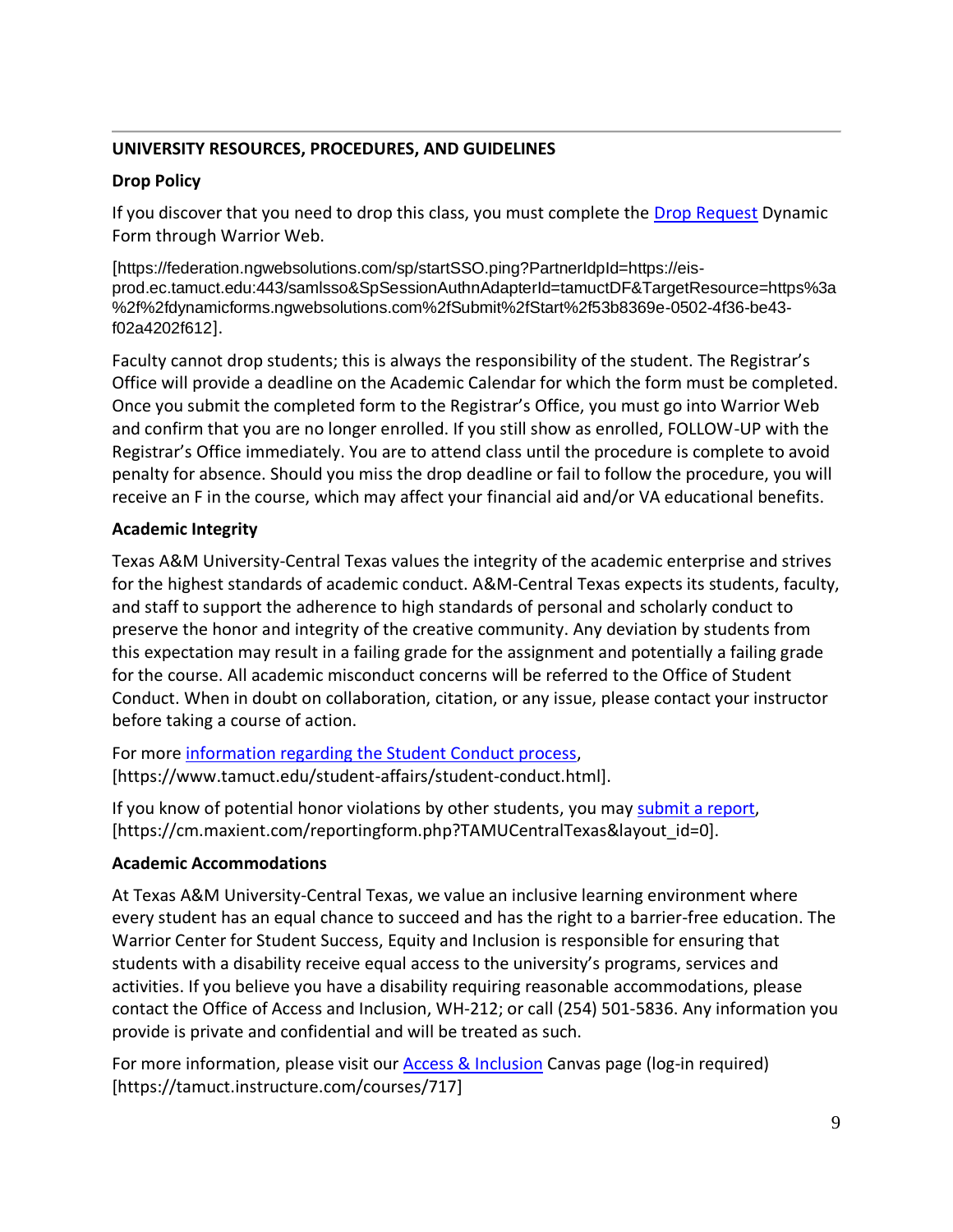---

## UNIVERSITY RESOURCES, PROCEDURES, AND GUIDELINES

### Drop Policy

If you discover that you need to drop this class, you must complete the Drop Request Dynamic Form through Warrior Web.

[https://federation.ngwebsolutions.com/sp/startSSO.ping?PartnerIdpId=https://eis-prod.ec.tamuct.edu:443/samlsso&SpSessionAuthnAdapterId=tamuctDF&TargetResource=https%3a%2f%2fdynamicforms.ngwebsolutions.com%2fSubmit%2fStart%2f53b8369e-0502-4f36-be43-f02a4202f612].

Faculty cannot drop students; this is always the responsibility of the student. The Registrar's Office will provide a deadline on the Academic Calendar for which the form must be completed. Once you submit the completed form to the Registrar's Office, you must go into Warrior Web and confirm that you are no longer enrolled. If you still show as enrolled, FOLLOW-UP with the Registrar's Office immediately. You are to attend class until the procedure is complete to avoid penalty for absence. Should you miss the drop deadline or fail to follow the procedure, you will receive an F in the course, which may affect your financial aid and/or VA educational benefits.

### Academic Integrity

Texas A&M University-Central Texas values the integrity of the academic enterprise and strives for the highest standards of academic conduct. A&M-Central Texas expects its students, faculty, and staff to support the adherence to high standards of personal and scholarly conduct to preserve the honor and integrity of the creative community. Any deviation by students from this expectation may result in a failing grade for the assignment and potentially a failing grade for the course. All academic misconduct concerns will be referred to the Office of Student Conduct. When in doubt on collaboration, citation, or any issue, please contact your instructor before taking a course of action.

For more information regarding the Student Conduct process, [https://www.tamuct.edu/student-affairs/student-conduct.html].

If you know of potential honor violations by other students, you may submit a report, [https://cm.maxient.com/reportingform.php?TAMUCentralTexas&layout_id=0].

### Academic Accommodations

At Texas A&M University-Central Texas, we value an inclusive learning environment where every student has an equal chance to succeed and has the right to a barrier-free education. The Warrior Center for Student Success, Equity and Inclusion is responsible for ensuring that students with a disability receive equal access to the university's programs, services and activities. If you believe you have a disability requiring reasonable accommodations, please contact the Office of Access and Inclusion, WH-212; or call (254) 501-5836. Any information you provide is private and confidential and will be treated as such.

For more information, please visit our Access & Inclusion Canvas page (log-in required) [https://tamuct.instructure.com/courses/717]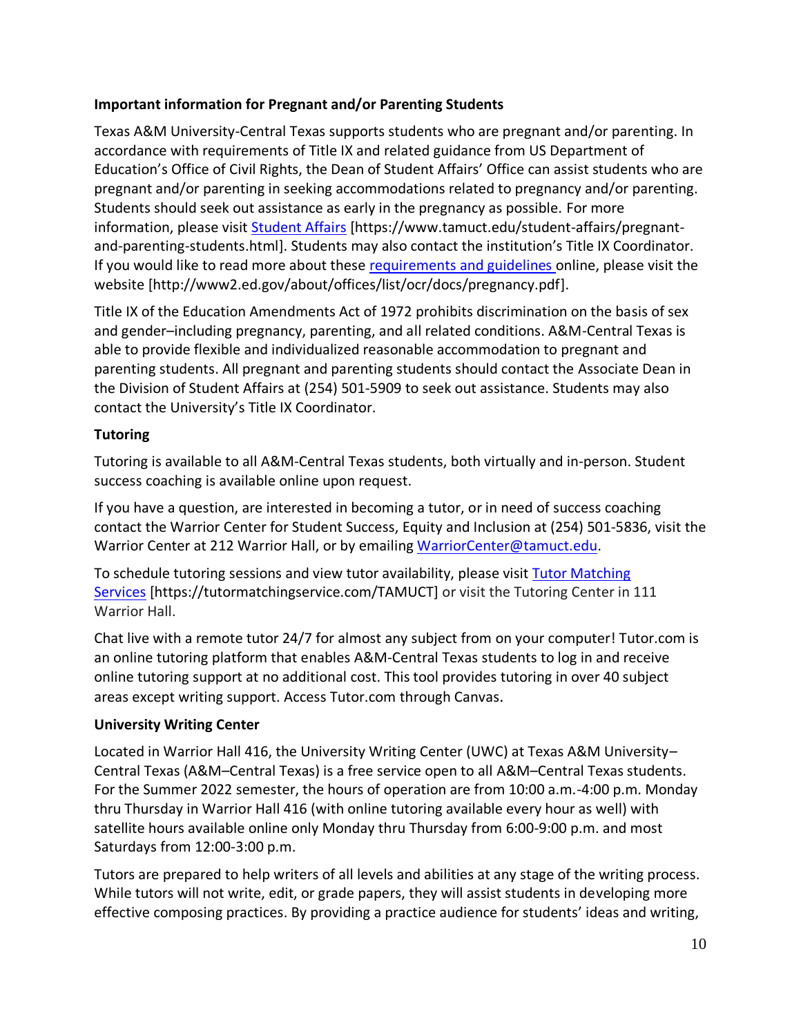**Important information for Pregnant and/or Parenting Students**

Texas A&M University-Central Texas supports students who are pregnant and/or parenting. In accordance with requirements of Title IX and related guidance from US Department of Education's Office of Civil Rights, the Dean of Student Affairs' Office can assist students who are pregnant and/or parenting in seeking accommodations related to pregnancy and/or parenting. Students should seek out assistance as early in the pregnancy as possible. For more information, please visit [Student Affairs](https://www.tamuct.edu/student-affairs/pregnant-and-parenting-students.html) [https://www.tamuct.edu/student-affairs/pregnant-and-parenting-students.html]. Students may also contact the institution's Title IX Coordinator. If you would like to read more about these [requirements and guidelines](http://www2.ed.gov/about/offices/list/ocr/docs/pregnancy.pdf) online, please visit the website [http://www2.ed.gov/about/offices/list/ocr/docs/pregnancy.pdf].

Title IX of the Education Amendments Act of 1972 prohibits discrimination on the basis of sex and gender–including pregnancy, parenting, and all related conditions. A&M-Central Texas is able to provide flexible and individualized reasonable accommodation to pregnant and parenting students. All pregnant and parenting students should contact the Associate Dean in the Division of Student Affairs at (254) 501-5909 to seek out assistance. Students may also contact the University's Title IX Coordinator.

**Tutoring**

Tutoring is available to all A&M-Central Texas students, both virtually and in-person. Student success coaching is available online upon request.

If you have a question, are interested in becoming a tutor, or in need of success coaching contact the Warrior Center for Student Success, Equity and Inclusion at (254) 501-5836, visit the Warrior Center at 212 Warrior Hall, or by emailing [WarriorCenter@tamuct.edu](mailto:WarriorCenter@tamuct.edu).

To schedule tutoring sessions and view tutor availability, please visit [Tutor Matching Services](https://tutormatchingservice.com/TAMUCT) [https://tutormatchingservice.com/TAMUCT] or visit the Tutoring Center in 111 Warrior Hall.

Chat live with a remote tutor 24/7 for almost any subject from on your computer! Tutor.com is an online tutoring platform that enables A&M-Central Texas students to log in and receive online tutoring support at no additional cost. This tool provides tutoring in over 40 subject areas except writing support. Access Tutor.com through Canvas.

**University Writing Center**

Located in Warrior Hall 416, the University Writing Center (UWC) at Texas A&M University–Central Texas (A&M–Central Texas) is a free service open to all A&M–Central Texas students. For the Summer 2022 semester, the hours of operation are from 10:00 a.m.-4:00 p.m. Monday thru Thursday in Warrior Hall 416 (with online tutoring available every hour as well) with satellite hours available online only Monday thru Thursday from 6:00-9:00 p.m. and most Saturdays from 12:00-3:00 p.m.

Tutors are prepared to help writers of all levels and abilities at any stage of the writing process. While tutors will not write, edit, or grade papers, they will assist students in developing more effective composing practices. By providing a practice audience for students' ideas and writing,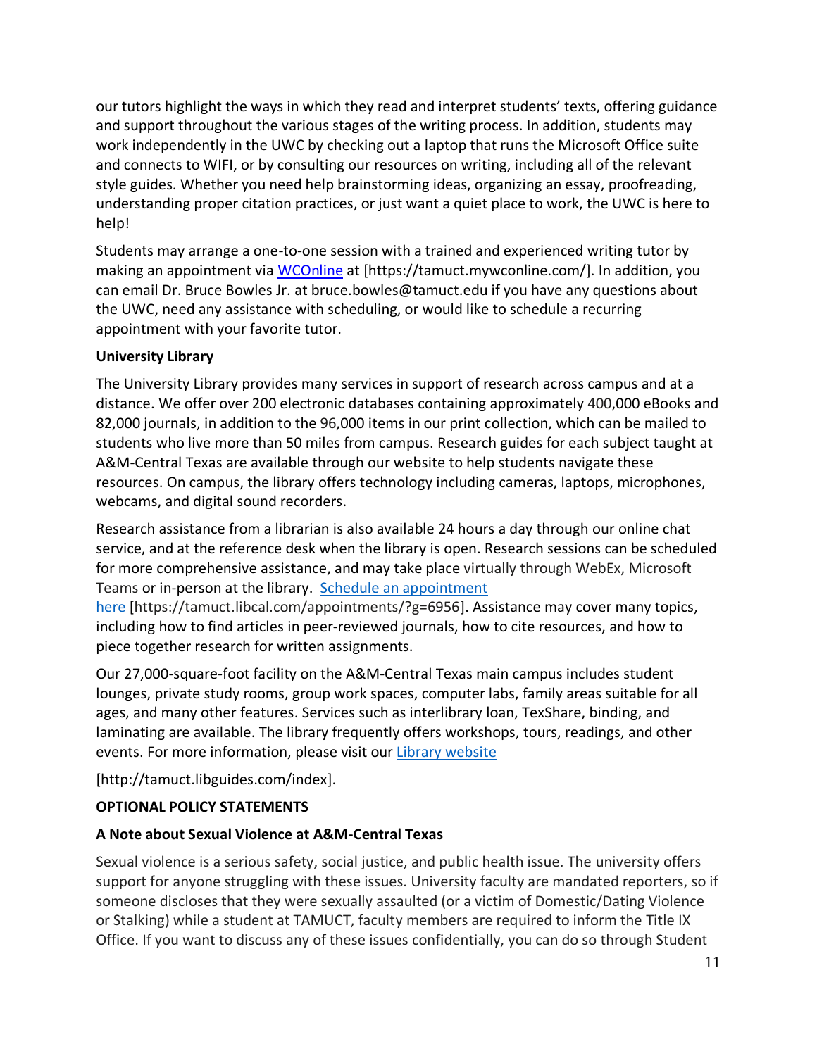our tutors highlight the ways in which they read and interpret students' texts, offering guidance and support throughout the various stages of the writing process. In addition, students may work independently in the UWC by checking out a laptop that runs the Microsoft Office suite and connects to WIFI, or by consulting our resources on writing, including all of the relevant style guides. Whether you need help brainstorming ideas, organizing an essay, proofreading, understanding proper citation practices, or just want a quiet place to work, the UWC is here to help!

Students may arrange a one-to-one session with a trained and experienced writing tutor by making an appointment via WCOnline at [https://tamuct.mywconline.com/]. In addition, you can email Dr. Bruce Bowles Jr. at bruce.bowles@tamuct.edu if you have any questions about the UWC, need any assistance with scheduling, or would like to schedule a recurring appointment with your favorite tutor.

**University Library**

The University Library provides many services in support of research across campus and at a distance. We offer over 200 electronic databases containing approximately 400,000 eBooks and 82,000 journals, in addition to the 96,000 items in our print collection, which can be mailed to students who live more than 50 miles from campus. Research guides for each subject taught at A&M-Central Texas are available through our website to help students navigate these resources. On campus, the library offers technology including cameras, laptops, microphones, webcams, and digital sound recorders.

Research assistance from a librarian is also available 24 hours a day through our online chat service, and at the reference desk when the library is open. Research sessions can be scheduled for more comprehensive assistance, and may take place virtually through WebEx, Microsoft Teams or in-person at the library. Schedule an appointment here [https://tamuct.libcal.com/appointments/?g=6956]. Assistance may cover many topics, including how to find articles in peer-reviewed journals, how to cite resources, and how to piece together research for written assignments.

Our 27,000-square-foot facility on the A&M-Central Texas main campus includes student lounges, private study rooms, group work spaces, computer labs, family areas suitable for all ages, and many other features. Services such as interlibrary loan, TexShare, binding, and laminating are available. The library frequently offers workshops, tours, readings, and other events. For more information, please visit our Library website

[http://tamuct.libguides.com/index].

**OPTIONAL POLICY STATEMENTS**

**A Note about Sexual Violence at A&M-Central Texas**

Sexual violence is a serious safety, social justice, and public health issue. The university offers support for anyone struggling with these issues. University faculty are mandated reporters, so if someone discloses that they were sexually assaulted (or a victim of Domestic/Dating Violence or Stalking) while a student at TAMUCT, faculty members are required to inform the Title IX Office. If you want to discuss any of these issues confidentially, you can do so through Student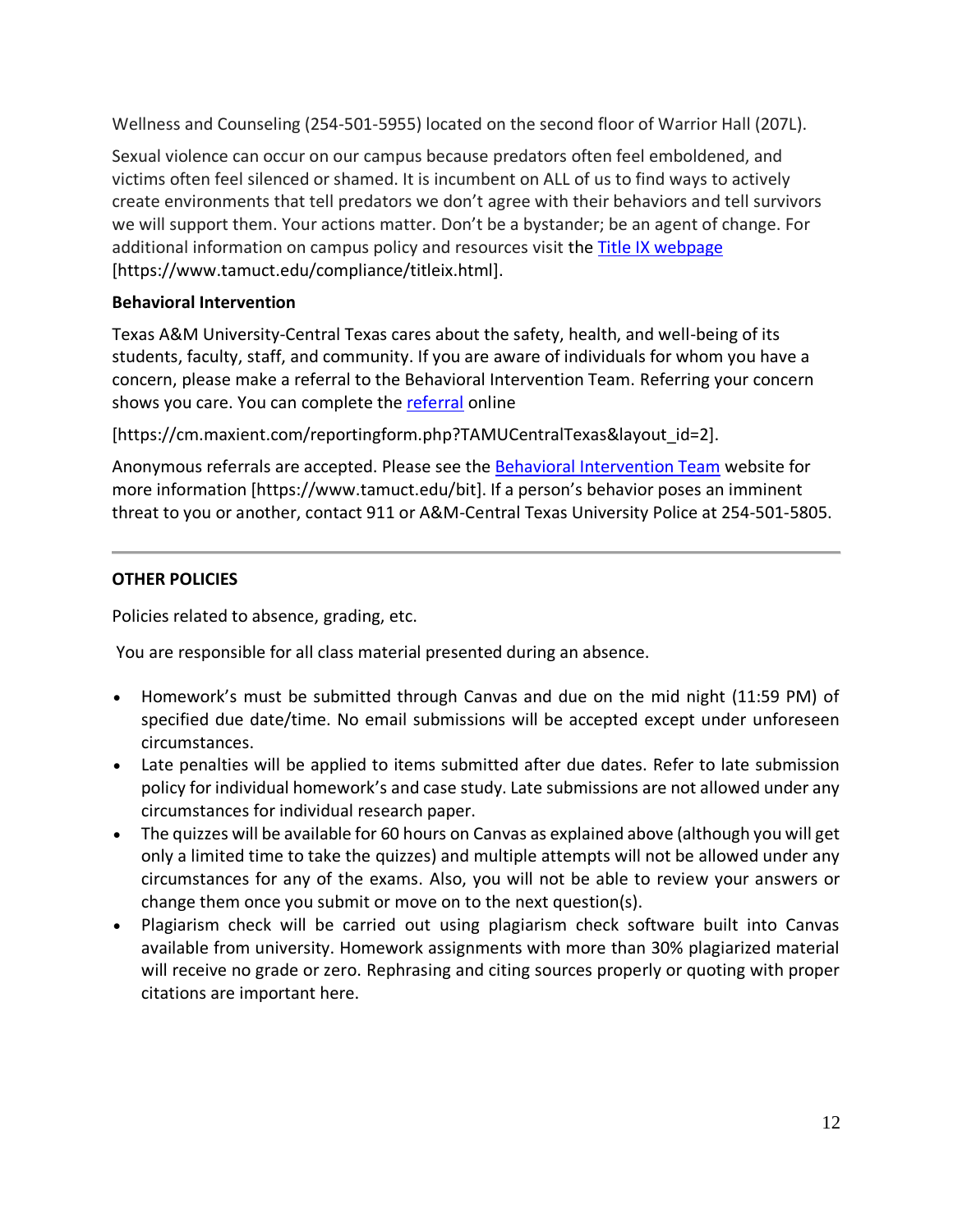Wellness and Counseling (254-501-5955) located on the second floor of Warrior Hall (207L).

Sexual violence can occur on our campus because predators often feel emboldened, and victims often feel silenced or shamed. It is incumbent on ALL of us to find ways to actively create environments that tell predators we don't agree with their behaviors and tell survivors we will support them. Your actions matter. Don't be a bystander; be an agent of change. For additional information on campus policy and resources visit the Title IX webpage [https://www.tamuct.edu/compliance/titleix.html].

**Behavioral Intervention**

Texas A&M University-Central Texas cares about the safety, health, and well-being of its students, faculty, staff, and community. If you are aware of individuals for whom you have a concern, please make a referral to the Behavioral Intervention Team. Referring your concern shows you care. You can complete the referral online

[https://cm.maxient.com/reportingform.php?TAMUCentralTexas&layout_id=2].

Anonymous referrals are accepted. Please see the Behavioral Intervention Team website for more information [https://www.tamuct.edu/bit]. If a person's behavior poses an imminent threat to you or another, contact 911 or A&M-Central Texas University Police at 254-501-5805.

---

**OTHER POLICIES**

Policies related to absence, grading, etc.

You are responsible for all class material presented during an absence.

- Homework's must be submitted through Canvas and due on the mid night (11:59 PM) of specified due date/time. No email submissions will be accepted except under unforeseen circumstances.
- Late penalties will be applied to items submitted after due dates. Refer to late submission policy for individual homework's and case study. Late submissions are not allowed under any circumstances for individual research paper.
- The quizzes will be available for 60 hours on Canvas as explained above (although you will get only a limited time to take the quizzes) and multiple attempts will not be allowed under any circumstances for any of the exams. Also, you will not be able to review your answers or change them once you submit or move on to the next question(s).
- Plagiarism check will be carried out using plagiarism check software built into Canvas available from university. Homework assignments with more than 30% plagiarized material will receive no grade or zero. Rephrasing and citing sources properly or quoting with proper citations are important here.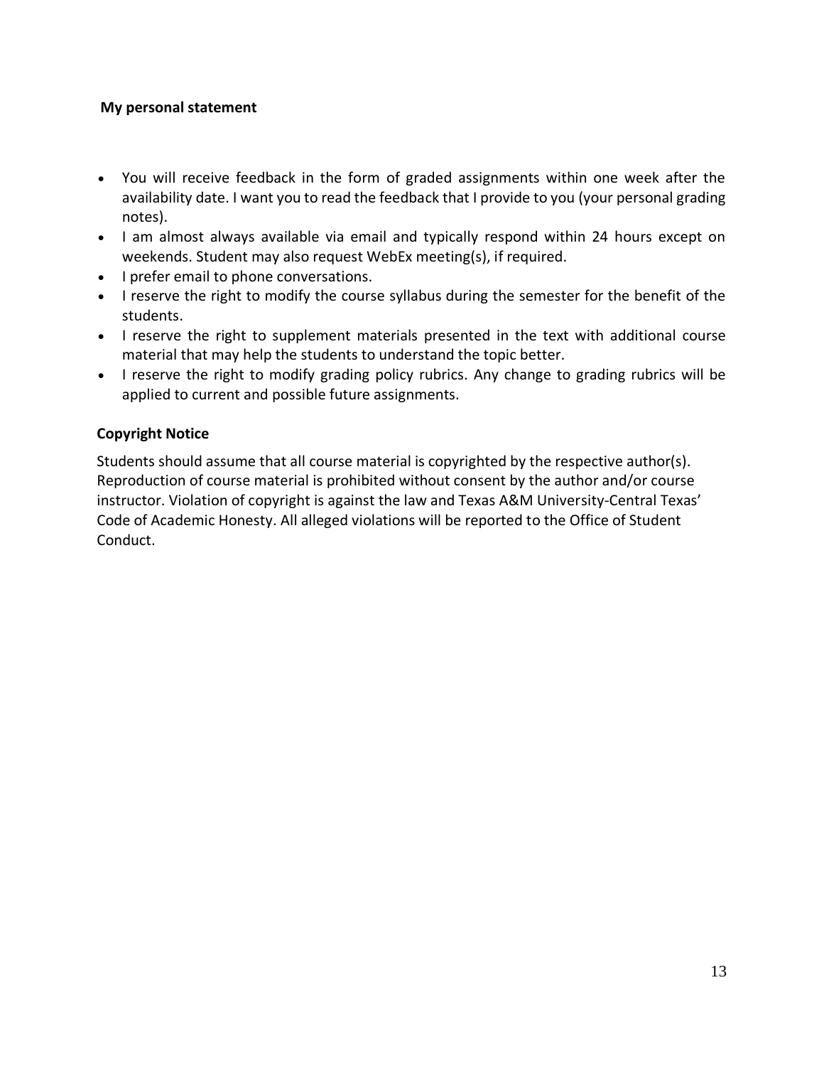**My personal statement**

- You will receive feedback in the form of graded assignments within one week after the availability date. I want you to read the feedback that I provide to you (your personal grading notes).
- I am almost always available via email and typically respond within 24 hours except on weekends. Student may also request WebEx meeting(s), if required.
- I prefer email to phone conversations.
- I reserve the right to modify the course syllabus during the semester for the benefit of the students.
- I reserve the right to supplement materials presented in the text with additional course material that may help the students to understand the topic better.
- I reserve the right to modify grading policy rubrics. Any change to grading rubrics will be applied to current and possible future assignments.

**Copyright Notice**

Students should assume that all course material is copyrighted by the respective author(s). Reproduction of course material is prohibited without consent by the author and/or course instructor. Violation of copyright is against the law and Texas A&M University-Central Texas' Code of Academic Honesty. All alleged violations will be reported to the Office of Student Conduct.